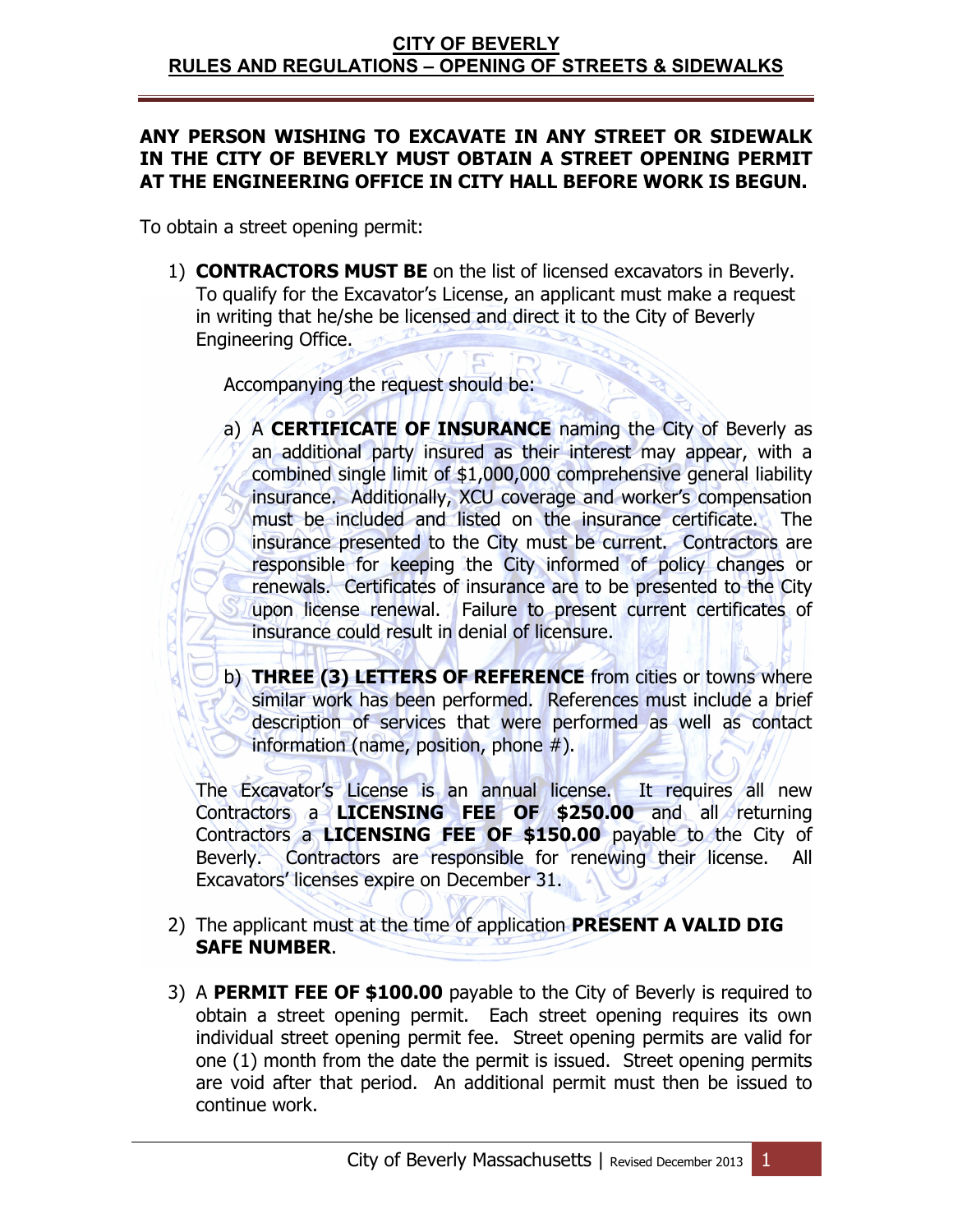# CITY OF BEVERLY
## RULES AND REGULATIONS – OPENING OF STREETS & SIDEWALKS

**ANY PERSON WISHING TO EXCAVATE IN ANY STREET OR SIDEWALK IN THE CITY OF BEVERLY MUST OBTAIN A STREET OPENING PERMIT AT THE ENGINEERING OFFICE IN CITY HALL BEFORE WORK IS BEGUN.**

To obtain a street opening permit:

1) **CONTRACTORS MUST BE** on the list of licensed excavators in Beverly. To qualify for the Excavator's License, an applicant must make a request in writing that he/she be licensed and direct it to the City of Beverly Engineering Office.

   Accompanying the request should be:

   a) A **CERTIFICATE OF INSURANCE** naming the City of Beverly as an additional party insured as their interest may appear, with a combined single limit of $1,000,000 comprehensive general liability insurance. Additionally, XCU coverage and worker's compensation must be included and listed on the insurance certificate. The insurance presented to the City must be current. Contractors are responsible for keeping the City informed of policy changes or renewals. Certificates of insurance are to be presented to the City upon license renewal. Failure to present current certificates of insurance could result in denial of licensure.

   b) **THREE (3) LETTERS OF REFERENCE** from cities or towns where similar work has been performed. References must include a brief description of services that were performed as well as contact information (name, position, phone #).

   The Excavator's License is an annual license. It requires all new Contractors a **LICENSING FEE OF $250.00** and all returning Contractors a **LICENSING FEE OF $150.00** payable to the City of Beverly. Contractors are responsible for renewing their license. All Excavators' licenses expire on December 31.

2) The applicant must at the time of application **PRESENT A VALID DIG SAFE NUMBER**.

3) A **PERMIT FEE OF $100.00** payable to the City of Beverly is required to obtain a street opening permit. Each street opening requires its own individual street opening permit fee. Street opening permits are valid for one (1) month from the date the permit is issued. Street opening permits are void after that period. An additional permit must then be issued to continue work.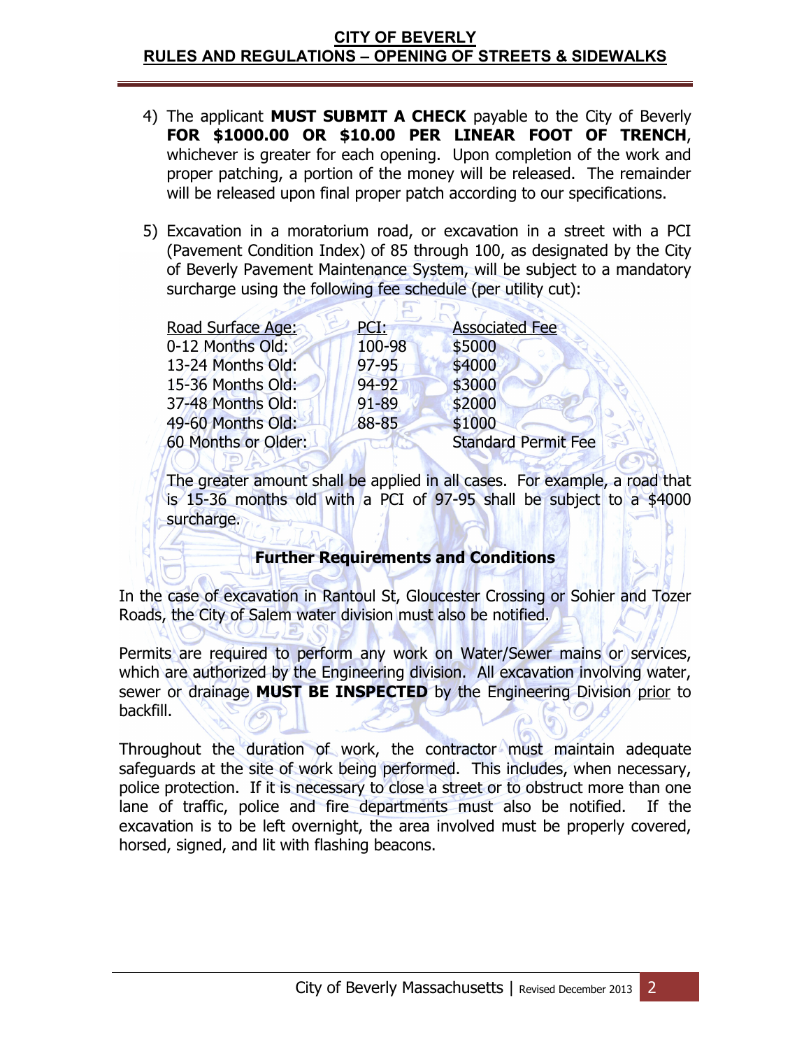4) The applicant **MUST SUBMIT A CHECK** payable to the City of Beverly **FOR $1000.00 OR $10.00 PER LINEAR FOOT OF TRENCH**, whichever is greater for each opening. Upon completion of the work and proper patching, a portion of the money will be released. The remainder will be released upon final proper patch according to our specifications.

5) Excavation in a moratorium road, or excavation in a street with a PCI (Pavement Condition Index) of 85 through 100, as designated by the City of Beverly Pavement Maintenance System, will be subject to a mandatory surcharge using the following fee schedule (per utility cut):

| Road Surface Age: | PCI: | Associated Fee |
|---|---|---|
| 0-12 Months Old: | 100-98 | $5000 |
| 13-24 Months Old: | 97-95 | $4000 |
| 15-36 Months Old: | 94-92 | $3000 |
| 37-48 Months Old: | 91-89 | $2000 |
| 49-60 Months Old: | 88-85 | $1000 |
| 60 Months or Older: | | Standard Permit Fee |

The greater amount shall be applied in all cases. For example, a road that is 15-36 months old with a PCI of 97-95 shall be subject to a $4000 surcharge.

**Further Requirements and Conditions**

In the case of excavation in Rantoul St, Gloucester Crossing or Sohier and Tozer Roads, the City of Salem water division must also be notified.

Permits are required to perform any work on Water/Sewer mains or services, which are authorized by the Engineering division. All excavation involving water, sewer or drainage **MUST BE INSPECTED** by the Engineering Division prior to backfill.

Throughout the duration of work, the contractor must maintain adequate safeguards at the site of work being performed. This includes, when necessary, police protection. If it is necessary to close a street or to obstruct more than one lane of traffic, police and fire departments must also be notified. If the excavation is to be left overnight, the area involved must be properly covered, horsed, signed, and lit with flashing beacons.